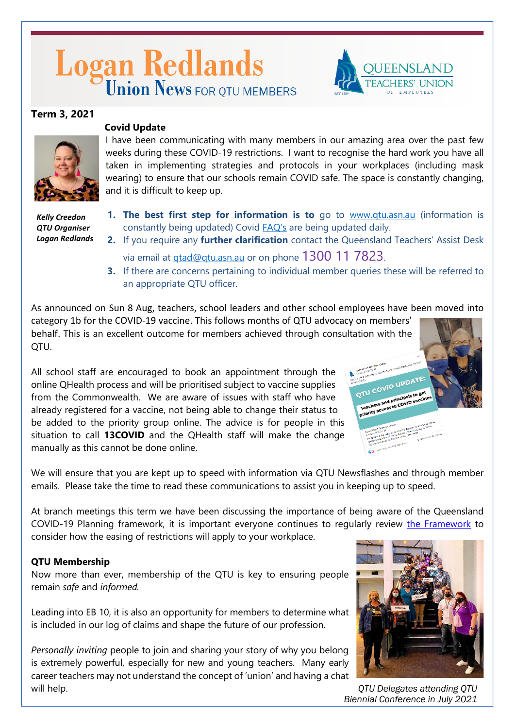# Logan Redlands Union News FOR QTU MEMBERS

QUEENSLAND TEACHERS' UNION OF EMPLOYEES

**Term 3, 2021**

### Covid Update

I have been communicating with many members in our amazing area over the past few weeks during these COVID-19 restrictions. I want to recognise the hard work you have all taken in implementing strategies and protocols in your workplaces (including mask wearing) to ensure that our schools remain COVID safe. The space is constantly changing, and it is difficult to keep up.

***Kelly Creedon***
***QTU Organiser***
***Logan Redlands***

1. **The best first step for information is to** go to [www.qtu.asn.au](www.qtu.asn.au) (information is constantly being updated) Covid [FAQ's](FAQ's) are being updated daily.
2. If you require any **further clarification** contact the Queensland Teachers' Assist Desk via email at qtad@qtu.asn.au or on phone 1300 11 7823.
3. If there are concerns pertaining to individual member queries these will be referred to an appropriate QTU officer.

As announced on Sun 8 Aug, teachers, school leaders and other school employees have been moved into category 1b for the COVID-19 vaccine. This follows months of QTU advocacy on members' behalf. This is an excellent outcome for members achieved through consultation with the QTU.

All school staff are encouraged to book an appointment through the online QHealth process and will be prioritised subject to vaccine supplies from the Commonwealth. We are aware of issues with staff who have already registered for a vaccine, not being able to change their status to be added to the priority group online. The advice is for people in this situation to call **13COVID** and the QHealth staff will make the change manually as this cannot be done online.

We will ensure that you are kept up to speed with information via QTU Newsflashes and through member emails. Please take the time to read these communications to assist you in keeping up to speed.

At branch meetings this term we have been discussing the importance of being aware of the Queensland COVID-19 Planning framework, it is important everyone continues to regularly review [the Framework](the Framework) to consider how the easing of restrictions will apply to your workplace.

### QTU Membership

Now more than ever, membership of the QTU is key to ensuring people remain *safe* and *informed.*

Leading into EB 10, it is also an opportunity for members to determine what is included in our log of claims and shape the future of our profession.

*Personally inviting* people to join and sharing your story of why you belong is extremely powerful, especially for new and young teachers. Many early career teachers may not understand the concept of 'union' and having a chat will help.

*QTU Delegates attending QTU Biennial Conference in July 2021*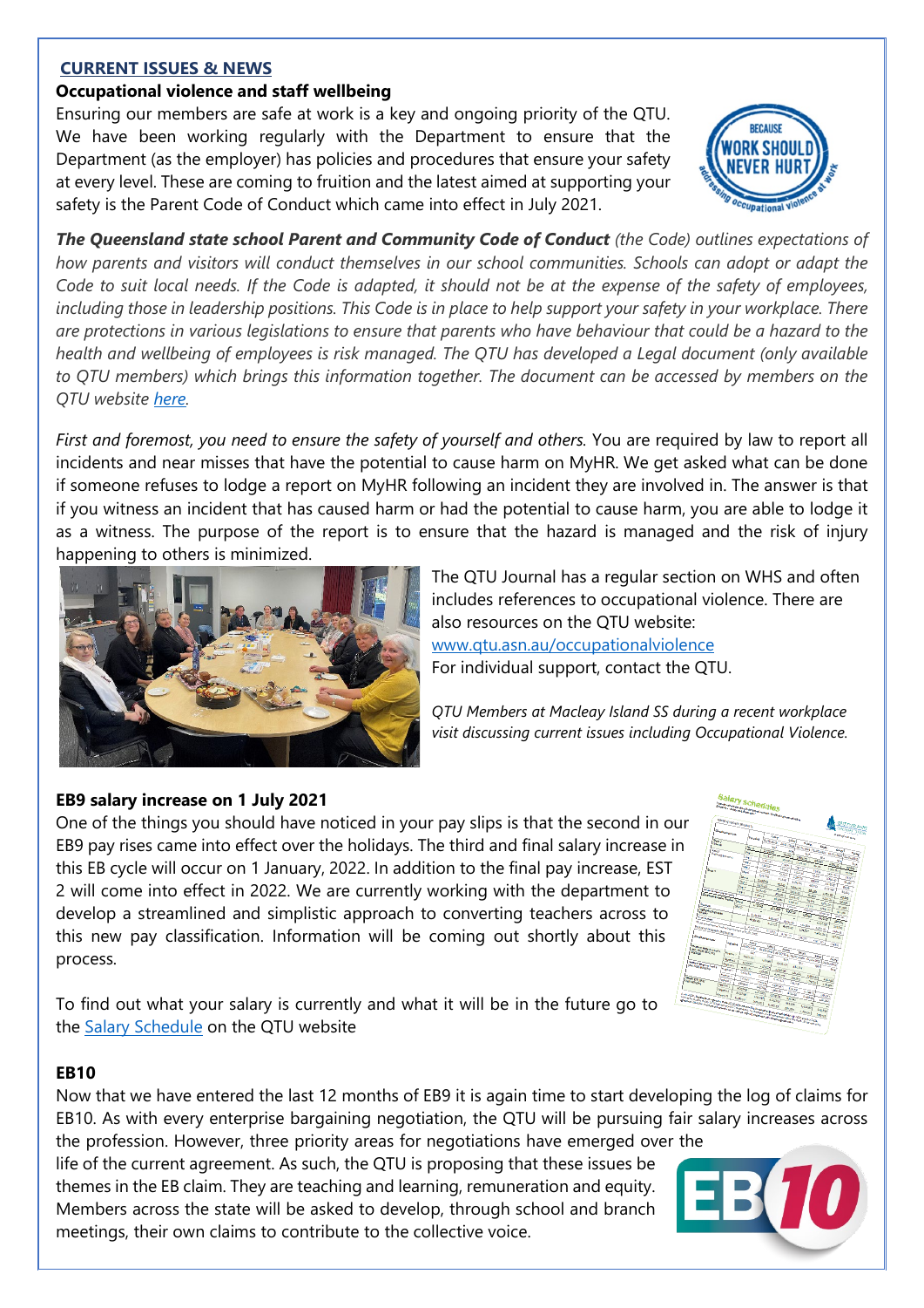## CURRENT ISSUES & NEWS

### Occupational violence and staff wellbeing

Ensuring our members are safe at work is a key and ongoing priority of the QTU. We have been working regularly with the Department to ensure that the Department (as the employer) has policies and procedures that ensure your safety at every level. These are coming to fruition and the latest aimed at supporting your safety is the Parent Code of Conduct which came into effect in July 2021.

***The Queensland state school Parent and Community Code of Conduct*** *(the Code) outlines expectations of how parents and visitors will conduct themselves in our school communities. Schools can adopt or adapt the Code to suit local needs. If the Code is adapted, it should not be at the expense of the safety of employees, including those in leadership positions. This Code is in place to help support your safety in your workplace. There are protections in various legislations to ensure that parents who have behaviour that could be a hazard to the health and wellbeing of employees is risk managed. The QTU has developed a Legal document (only available to QTU members) which brings this information together. The document can be accessed by members on the QTU website here.*

*First and foremost, you need to ensure the safety of yourself and others.* You are required by law to report all incidents and near misses that have the potential to cause harm on MyHR. We get asked what can be done if someone refuses to lodge a report on MyHR following an incident they are involved in. The answer is that if you witness an incident that has caused harm or had the potential to cause harm, you are able to lodge it as a witness. The purpose of the report is to ensure that the hazard is managed and the risk of injury happening to others is minimized.

The QTU Journal has a regular section on WHS and often includes references to occupational violence. There are also resources on the QTU website: www.qtu.asn.au/occupationalviolence

For individual support, contact the QTU.

*QTU Members at Macleay Island SS during a recent workplace visit discussing current issues including Occupational Violence.*

### EB9 salary increase on 1 July 2021

One of the things you should have noticed in your pay slips is that the second in our EB9 pay rises came into effect over the holidays. The third and final salary increase in this EB cycle will occur on 1 January, 2022. In addition to the final pay increase, EST 2 will come into effect in 2022. We are currently working with the department to develop a streamlined and simplistic approach to converting teachers across to this new pay classification. Information will be coming out shortly about this process.

To find out what your salary is currently and what it will be in the future go to the Salary Schedule on the QTU website

### EB10

Now that we have entered the last 12 months of EB9 it is again time to start developing the log of claims for EB10. As with every enterprise bargaining negotiation, the QTU will be pursuing fair salary increases across the profession. However, three priority areas for negotiations have emerged over the life of the current agreement. As such, the QTU is proposing that these issues be themes in the EB claim. They are teaching and learning, remuneration and equity. Members across the state will be asked to develop, through school and branch meetings, their own claims to contribute to the collective voice.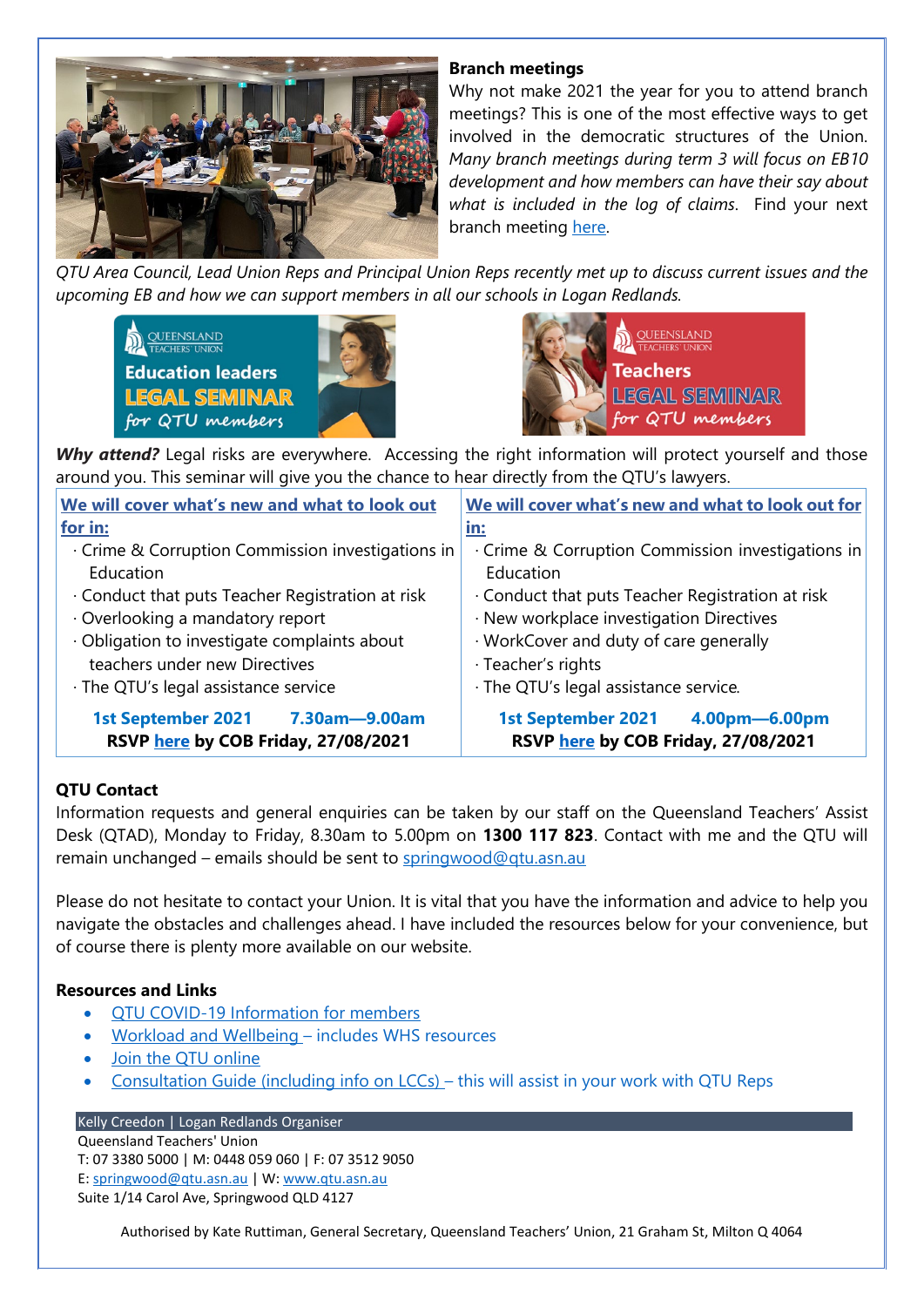**Branch meetings**

Why not make 2021 the year for you to attend branch meetings? This is one of the most effective ways to get involved in the democratic structures of the Union. *Many branch meetings during term 3 will focus on EB10 development and how members can have their say about what is included in the log of claims*. Find your next branch meeting here.

*QTU Area Council, Lead Union Reps and Principal Union Reps recently met up to discuss current issues and the upcoming EB and how we can support members in all our schools in Logan Redlands.*

QUEENSLAND TEACHERS' UNION **Education leaders LEGAL SEMINAR** *for QTU members*

QUEENSLAND TEACHERS' UNION **Teachers LEGAL SEMINAR** *for QTU members*

***Why attend?*** Legal risks are everywhere. Accessing the right information will protect yourself and those around you. This seminar will give you the chance to hear directly from the QTU's lawyers.

| | |
|---|---|
| **We will cover what's new and what to look out for in:** | **We will cover what's new and what to look out for in:** |
| · Crime & Corruption Commission investigations in Education<br>· Conduct that puts Teacher Registration at risk<br>· Overlooking a mandatory report<br>· Obligation to investigate complaints about teachers under new Directives<br>· The QTU's legal assistance service | · Crime & Corruption Commission investigations in Education<br>· Conduct that puts Teacher Registration at risk<br>· New workplace investigation Directives<br>· WorkCover and duty of care generally<br>· Teacher's rights<br>· The QTU's legal assistance service. |
| **1st September 2021 7.30am—9.00am**<br>**RSVP here by COB Friday, 27/08/2021** | **1st September 2021 4.00pm—6.00pm**<br>**RSVP here by COB Friday, 27/08/2021** |

**QTU Contact**

Information requests and general enquiries can be taken by our staff on the Queensland Teachers' Assist Desk (QTAD), Monday to Friday, 8.30am to 5.00pm on **1300 117 823**. Contact with me and the QTU will remain unchanged – emails should be sent to springwood@qtu.asn.au

Please do not hesitate to contact your Union. It is vital that you have the information and advice to help you navigate the obstacles and challenges ahead. I have included the resources below for your convenience, but of course there is plenty more available on our website.

**Resources and Links**

- QTU COVID-19 Information for members
- Workload and Wellbeing – includes WHS resources
- Join the QTU online
- Consultation Guide (including info on LCCs) – this will assist in your work with QTU Reps

Kelly Creedon | Logan Redlands Organiser
Queensland Teachers' Union
T: 07 3380 5000 | M: 0448 059 060 | F: 07 3512 9050
E: springwood@qtu.asn.au | W: www.qtu.asn.au
Suite 1/14 Carol Ave, Springwood QLD 4127

Authorised by Kate Ruttiman, General Secretary, Queensland Teachers' Union, 21 Graham St, Milton Q 4064